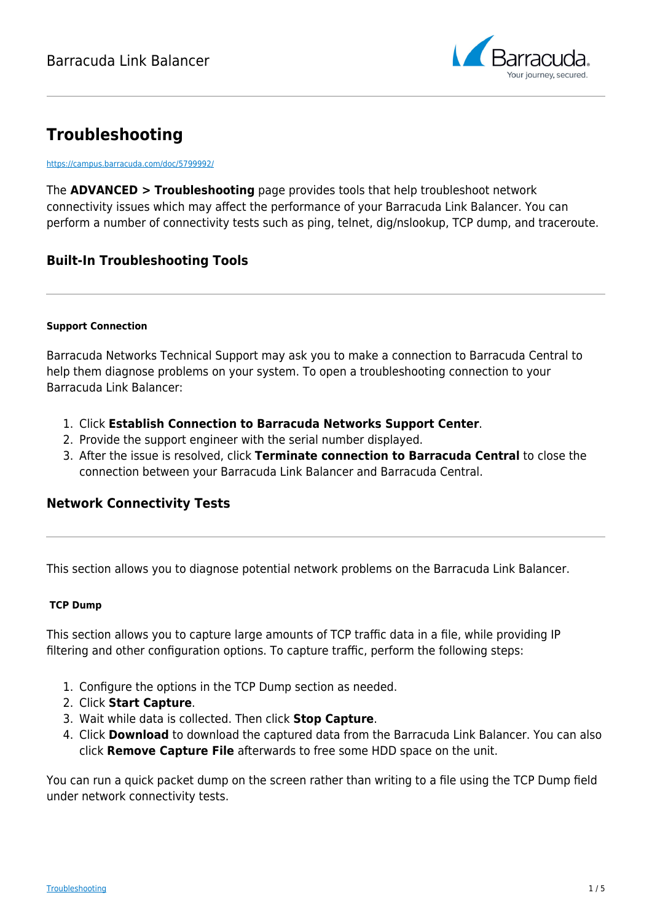# Troubleshooting

https://campus.barracuda.com/doc/5799992/

The **ADVANCED > Troubleshooting** page provides tools that help troubleshoot network connectivity issues which may affect the performance of your Barracuda Link Balancer. You can perform a number of connectivity tests such as ping, telnet, dig/nslookup, TCP dump, and traceroute.

## Built-In Troubleshooting Tools

#### Support Connection

Barracuda Networks Technical Support may ask you to make a connection to Barracuda Central to help them diagnose problems on your system. To open a troubleshooting connection to your Barracuda Link Balancer:

1. Click **Establish Connection to Barracuda Networks Support Center**.
2. Provide the support engineer with the serial number displayed.
3. After the issue is resolved, click **Terminate connection to Barracuda Central** to close the connection between your Barracuda Link Balancer and Barracuda Central.

## Network Connectivity Tests

This section allows you to diagnose potential network problems on the Barracuda Link Balancer.

#### TCP Dump

This section allows you to capture large amounts of TCP traffic data in a file, while providing IP filtering and other configuration options. To capture traffic, perform the following steps:

1. Configure the options in the TCP Dump section as needed.
2. Click **Start Capture**.
3. Wait while data is collected. Then click **Stop Capture**.
4. Click **Download** to download the captured data from the Barracuda Link Balancer. You can also click **Remove Capture File** afterwards to free some HDD space on the unit.

You can run a quick packet dump on the screen rather than writing to a file using the TCP Dump field under network connectivity tests.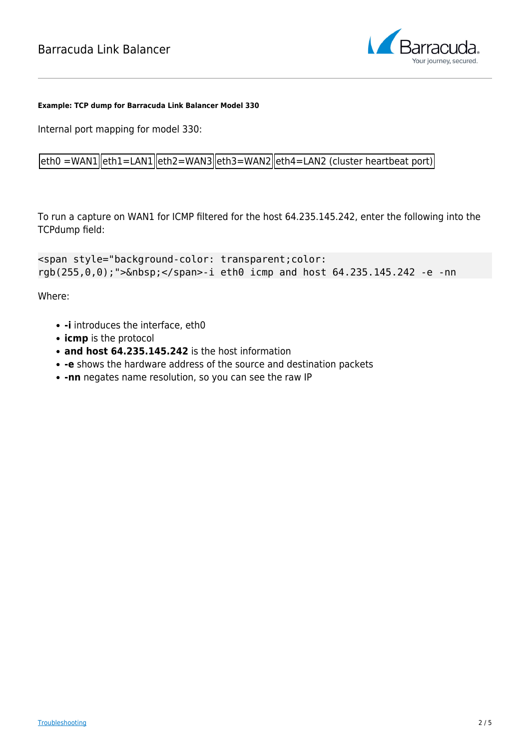**Example: TCP dump for Barracuda Link Balancer Model 330**

Internal port mapping for model 330:

| eth0 =WAN1 | eth1=LAN1 | eth2=WAN3 | eth3=WAN2 | eth4=LAN2 (cluster heartbeat port) |
|---|---|---|---|---|

To run a capture on WAN1 for ICMP filtered for the host 64.235.145.242, enter the following into the TCPdump field:

```
<span style="background-color: transparent;color: rgb(255,0,0);">&nbsp;</span>-i eth0 icmp and host 64.235.145.242 -e -nn
```

Where:

- **-i** introduces the interface, eth0
- **icmp** is the protocol
- **and host 64.235.145.242** is the host information
- **-e** shows the hardware address of the source and destination packets
- **-nn** negates name resolution, so you can see the raw IP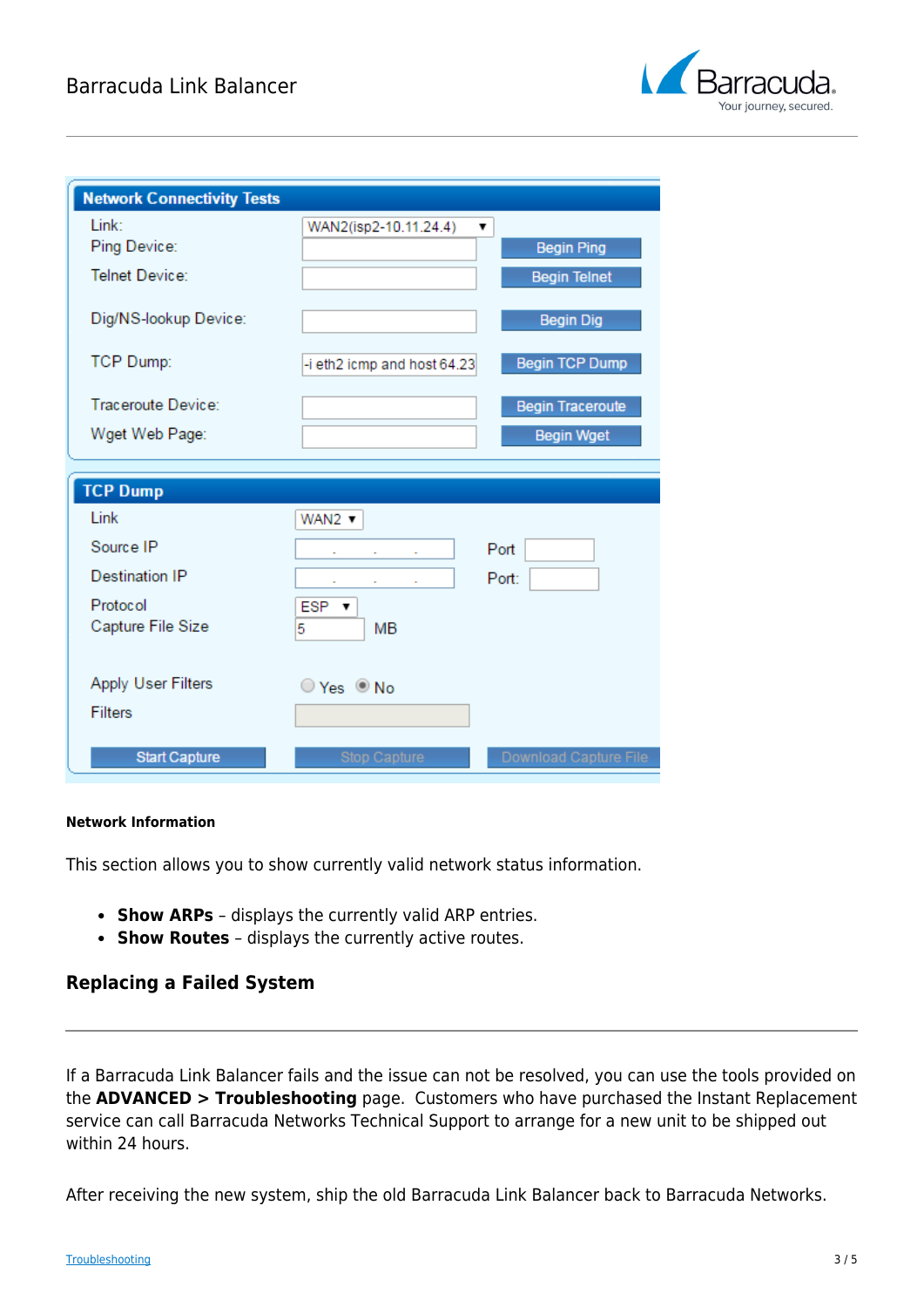| Network Connectivity Tests | | |
| --- | --- | --- |
| Link: | WAN2(isp2-10.11.24.4) | |
| Ping Device: | | Begin Ping |
| Telnet Device: | | Begin Telnet |
| Dig/NS-lookup Device: | | Begin Dig |
| TCP Dump: | -i eth2 icmp and host 64.23 | Begin TCP Dump |
| Traceroute Device: | | Begin Traceroute |
| Wget Web Page: | | Begin Wget |

| TCP Dump | | | |
| --- | --- | --- | --- |
| Link | WAN2 | | |
| Source IP | . . . | Port | |
| Destination IP | . . . | Port: | |
| Protocol | ESP | | |
| Capture File Size | 5 MB | | |
| Apply User Filters | Yes / No | | |
| Filters | | | |
| Start Capture | Stop Capture | Download Capture File | |

**Network Information**

This section allows you to show currently valid network status information.

- **Show ARPs** – displays the currently valid ARP entries.
- **Show Routes** – displays the currently active routes.

## Replacing a Failed System

If a Barracuda Link Balancer fails and the issue can not be resolved, you can use the tools provided on the **ADVANCED > Troubleshooting** page. Customers who have purchased the Instant Replacement service can call Barracuda Networks Technical Support to arrange for a new unit to be shipped out within 24 hours.

After receiving the new system, ship the old Barracuda Link Balancer back to Barracuda Networks.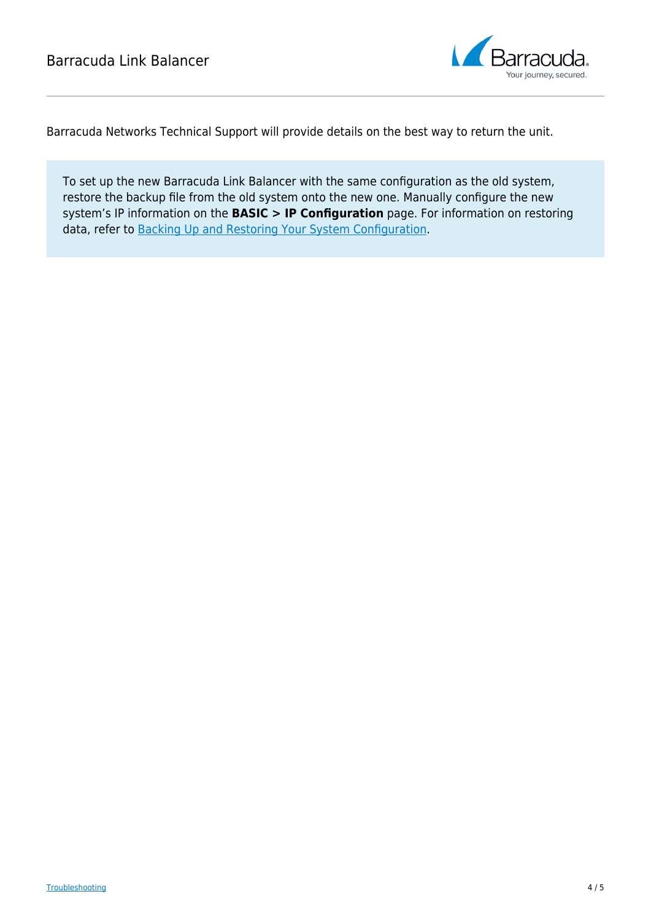Barracuda Networks Technical Support will provide details on the best way to return the unit.

> To set up the new Barracuda Link Balancer with the same configuration as the old system, restore the backup file from the old system onto the new one. Manually configure the new system's IP information on the **BASIC > IP Configuration** page. For information on restoring data, refer to Backing Up and Restoring Your System Configuration.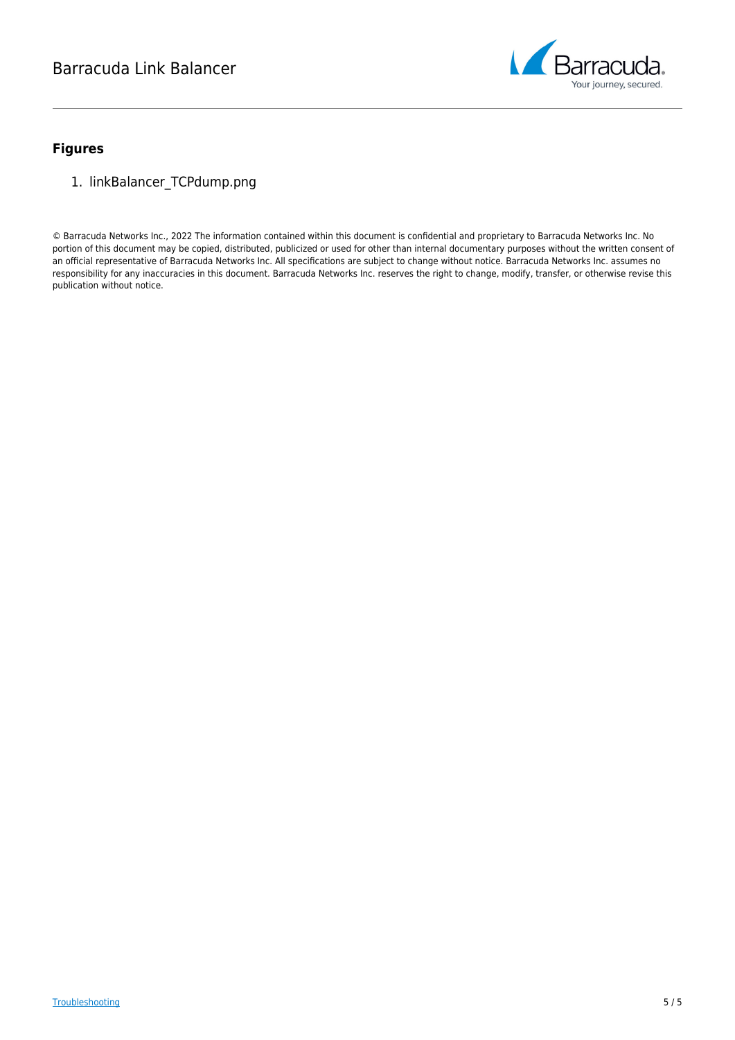## Figures

1. linkBalancer_TCPdump.png

© Barracuda Networks Inc., 2022 The information contained within this document is confidential and proprietary to Barracuda Networks Inc. No portion of this document may be copied, distributed, publicized or used for other than internal documentary purposes without the written consent of an official representative of Barracuda Networks Inc. All specifications are subject to change without notice. Barracuda Networks Inc. assumes no responsibility for any inaccuracies in this document. Barracuda Networks Inc. reserves the right to change, modify, transfer, or otherwise revise this publication without notice.